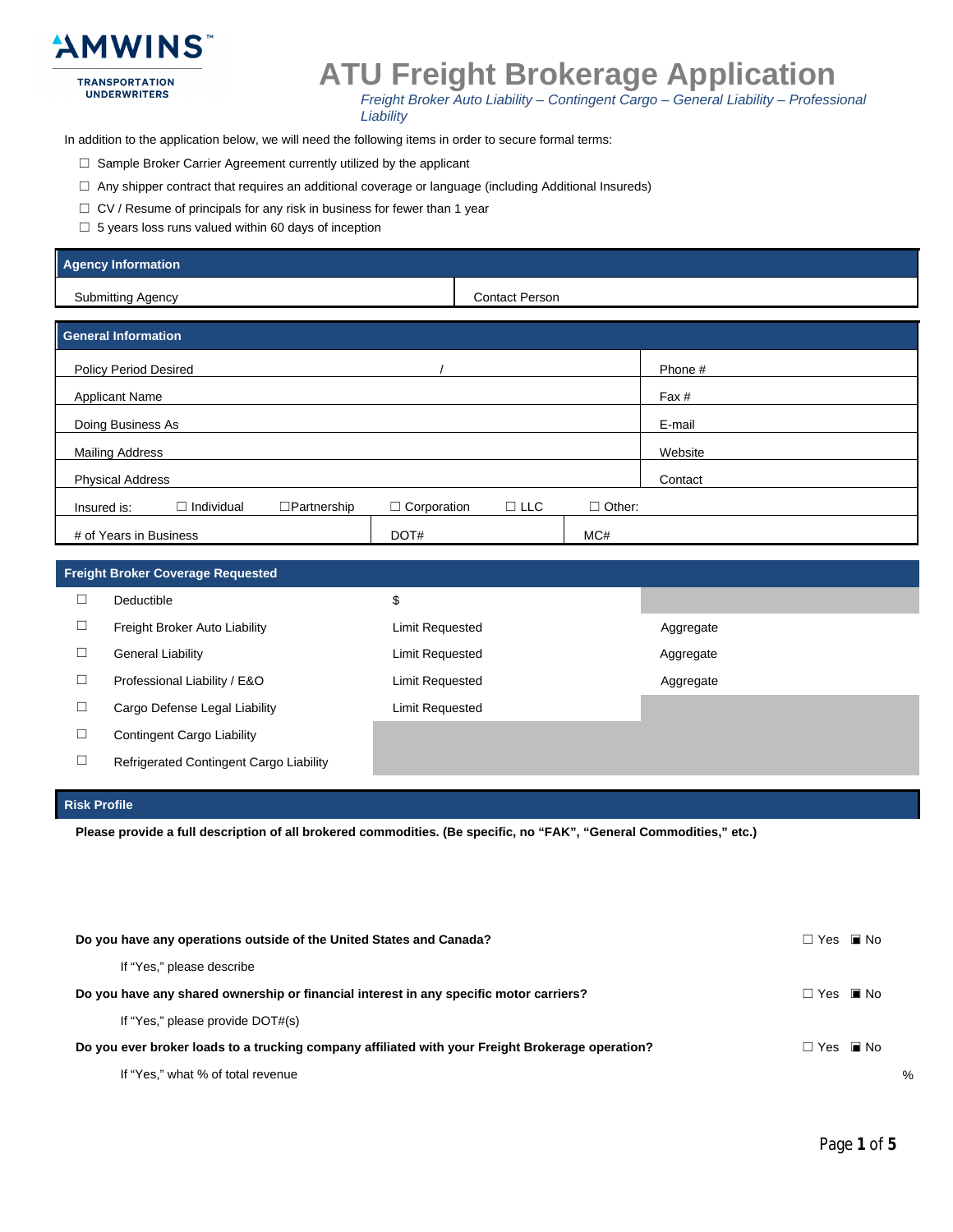AMWINS TRANSPORTATION UNDERWRITERS

# ATU Freight Brokerage Application

*Freight Broker Auto Liability – Contingent Cargo – General Liability – Professional Liability*

In addition to the application below, we will need the following items in order to secure formal terms:

- ☐ Sample Broker Carrier Agreement currently utilized by the applicant
- ☐ Any shipper contract that requires an additional coverage or language (including Additional Insureds)
- ☐ CV / Resume of principals for any risk in business for fewer than 1 year
- ☐ 5 years loss runs valued within 60 days of inception

## Agency Information

| Submitting Agency | Contact Person |
|---|---|

## General Information

| | | | | | |
|---|---|---|---|---|---|
| Policy Period Desired | / | | | Phone # | |
| Applicant Name | | | | Fax # | |
| Doing Business As | | | | E-mail | |
| Mailing Address | | | | Website | |
| Physical Address | | | | Contact | |
| Insured is: ☐ Individual | ☐Partnership | ☐ Corporation | ☐ LLC | ☐ Other: | |
| # of Years in Business | | DOT# | | MC# | |

## Freight Broker Coverage Requested

| | | | |
|---|---|---|---|
| ☐ | Deductible | $ | |
| ☐ | Freight Broker Auto Liability | Limit Requested | Aggregate |
| ☐ | General Liability | Limit Requested | Aggregate |
| ☐ | Professional Liability / E&O | Limit Requested | Aggregate |
| ☐ | Cargo Defense Legal Liability | Limit Requested | |
| ☐ | Contingent Cargo Liability | | |
| ☐ | Refrigerated Contingent Cargo Liability | | |

## Risk Profile

**Please provide a full description of all brokered commodities. (Be specific, no "FAK", "General Commodities," etc.)**

**Do you have any operations outside of the United States and Canada?** ☐ Yes ■ No

If "Yes," please describe

**Do you have any shared ownership or financial interest in any specific motor carriers?** ☐ Yes ■ No

If "Yes," please provide DOT#(s)

**Do you ever broker loads to a trucking company affiliated with your Freight Brokerage operation?** ☐ Yes ■ No

If "Yes," what % of total revenue %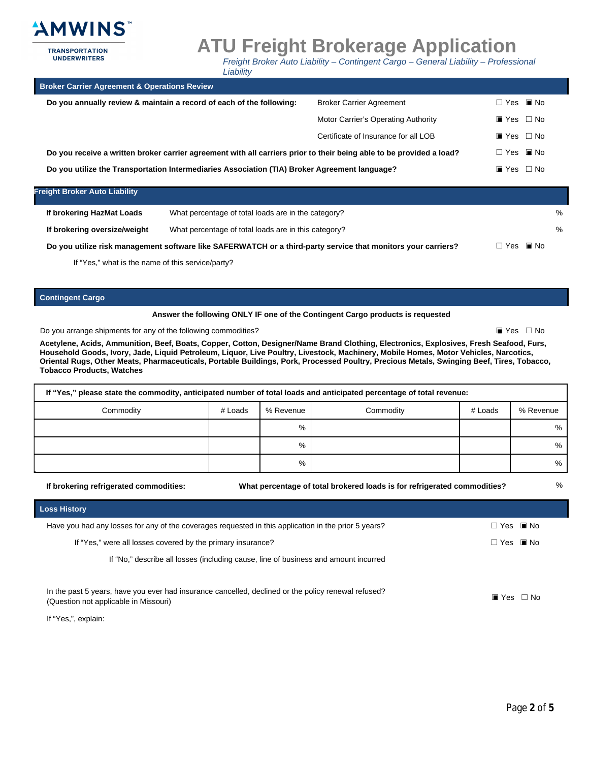# ATU Freight Brokerage Application

*Freight Broker Auto Liability – Contingent Cargo – General Liability – Professional Liability*

## Broker Carrier Agreement & Operations Review

**Do you annually review & maintain a record of each of the following:**

| | |
|---|---|
| Broker Carrier Agreement | ☐ Yes ■ No |
| Motor Carrier's Operating Authority | ■ Yes ☐ No |
| Certificate of Insurance for all LOB | ■ Yes ☐ No |

**Do you receive a written broker carrier agreement with all carriers prior to their being able to be provided a load?** ☐ Yes ■ No

**Do you utilize the Transportation Intermediaries Association (TIA) Broker Agreement language?** ■ Yes ☐ No

## Freight Broker Auto Liability

**If brokering HazMat Loads** What percentage of total loads are in the category? %

**If brokering oversize/weight** What percentage of total loads are in this category? %

**Do you utilize risk management software like SAFERWATCH or a third-party service that monitors your carriers?** ☐ Yes ■ No

If "Yes," what is the name of this service/party?

## Contingent Cargo

**Answer the following ONLY IF one of the Contingent Cargo products is requested**

Do you arrange shipments for any of the following commodities? ■ Yes ☐ No

**Acetylene, Acids, Ammunition, Beef, Boats, Copper, Cotton, Designer/Name Brand Clothing, Electronics, Explosives, Fresh Seafood, Furs, Household Goods, Ivory, Jade, Liquid Petroleum, Liquor, Live Poultry, Livestock, Machinery, Mobile Homes, Motor Vehicles, Narcotics, Oriental Rugs, Other Meats, Pharmaceuticals, Portable Buildings, Pork, Processed Poultry, Precious Metals, Swinging Beef, Tires, Tobacco, Tobacco Products, Watches**

**If "Yes," please state the commodity, anticipated number of total loads and anticipated percentage of total revenue:**

| Commodity | # Loads | % Revenue | Commodity | # Loads | % Revenue |
|---|---|---|---|---|---|
| | | % | | | % |
| | | % | | | % |
| | | % | | | % |

**If brokering refrigerated commodities:** **What percentage of total brokered loads is for refrigerated commodities?** %

## Loss History

Have you had any losses for any of the coverages requested in this application in the prior 5 years? ☐ Yes ■ No

If "Yes," were all losses covered by the primary insurance? ☐ Yes ■ No

If "No," describe all losses (including cause, line of business and amount incurred

In the past 5 years, have you ever had insurance cancelled, declined or the policy renewal refused? (Question not applicable in Missouri) ■ Yes ☐ No

If "Yes,", explain: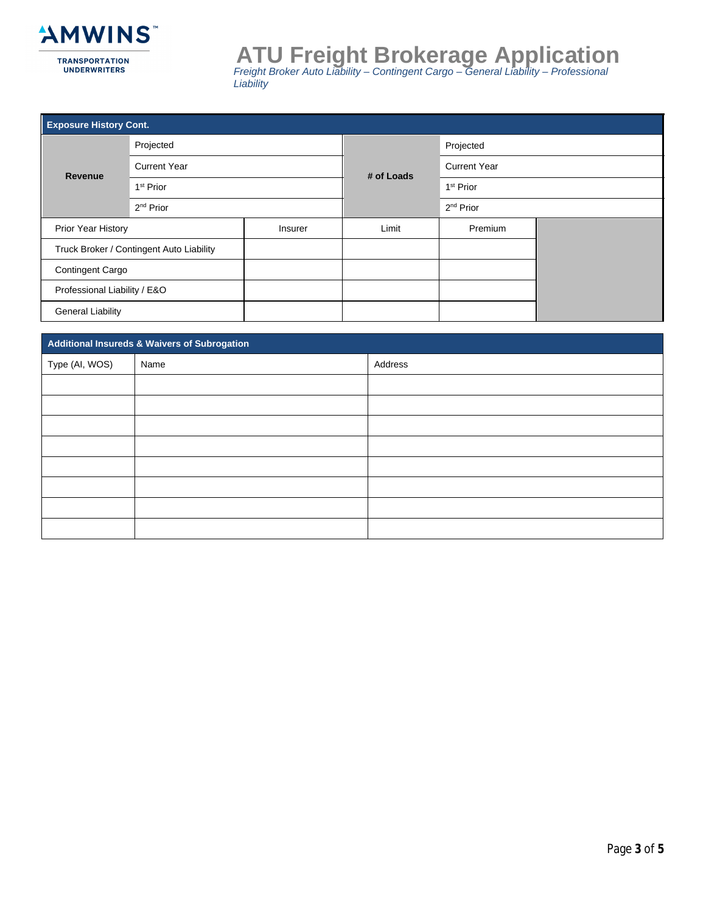# ATU Freight Brokerage Application

*Freight Broker Auto Liability – Contingent Cargo – General Liability – Professional Liability*

## Exposure History Cont.

| Revenue | | # of Loads | |
|---|---|---|---|
| | Projected | | Projected |
| | Current Year | | Current Year |
| | 1st Prior | | 1st Prior |
| | 2nd Prior | | 2nd Prior |

| Prior Year History | Insurer | Limit | Premium |
|---|---|---|---|
| Truck Broker / Contingent Auto Liability | | | |
| Contingent Cargo | | | |
| Professional Liability / E&O | | | |
| General Liability | | | |

## Additional Insureds & Waivers of Subrogation

| Type (AI, WOS) | Name | Address |
|---|---|---|
| | | |
| | | |
| | | |
| | | |
| | | |
| | | |
| | | |
| | | |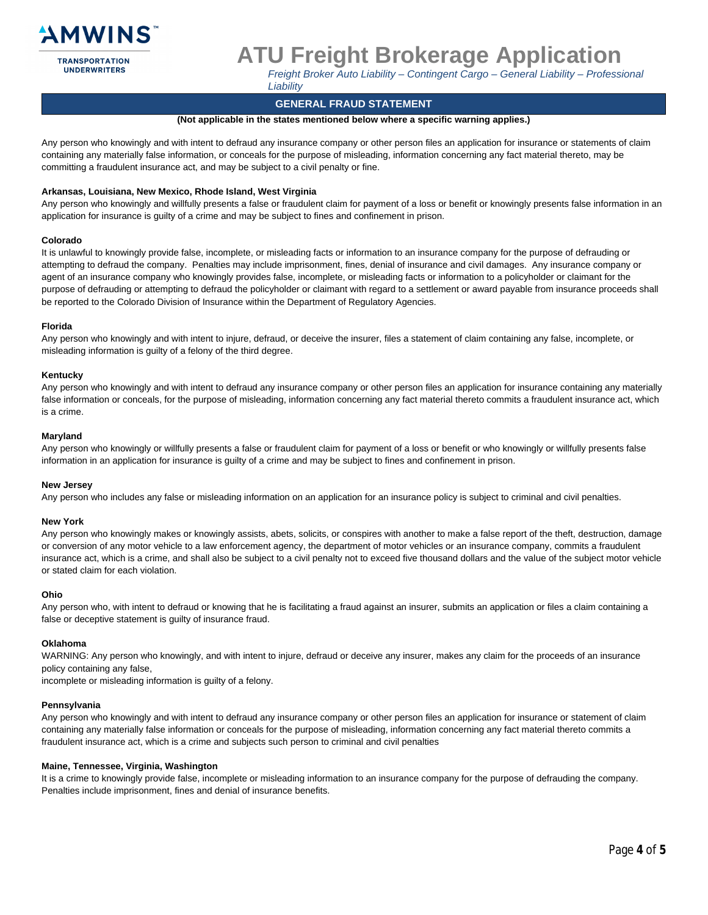AMWINS™
TRANSPORTATION UNDERWRITERS

# ATU Freight Brokerage Application

*Freight Broker Auto Liability – Contingent Cargo – General Liability – Professional Liability*

## GENERAL FRAUD STATEMENT

**(Not applicable in the states mentioned below where a specific warning applies.)**

Any person who knowingly and with intent to defraud any insurance company or other person files an application for insurance or statements of claim containing any materially false information, or conceals for the purpose of misleading, information concerning any fact material thereto, may be committing a fraudulent insurance act, and may be subject to a civil penalty or fine.

**Arkansas, Louisiana, New Mexico, Rhode Island, West Virginia**

Any person who knowingly and willfully presents a false or fraudulent claim for payment of a loss or benefit or knowingly presents false information in an application for insurance is guilty of a crime and may be subject to fines and confinement in prison.

**Colorado**

It is unlawful to knowingly provide false, incomplete, or misleading facts or information to an insurance company for the purpose of defrauding or attempting to defraud the company. Penalties may include imprisonment, fines, denial of insurance and civil damages. Any insurance company or agent of an insurance company who knowingly provides false, incomplete, or misleading facts or information to a policyholder or claimant for the purpose of defrauding or attempting to defraud the policyholder or claimant with regard to a settlement or award payable from insurance proceeds shall be reported to the Colorado Division of Insurance within the Department of Regulatory Agencies.

**Florida**

Any person who knowingly and with intent to injure, defraud, or deceive the insurer, files a statement of claim containing any false, incomplete, or misleading information is guilty of a felony of the third degree.

**Kentucky**

Any person who knowingly and with intent to defraud any insurance company or other person files an application for insurance containing any materially false information or conceals, for the purpose of misleading, information concerning any fact material thereto commits a fraudulent insurance act, which is a crime.

**Maryland**

Any person who knowingly or willfully presents a false or fraudulent claim for payment of a loss or benefit or who knowingly or willfully presents false information in an application for insurance is guilty of a crime and may be subject to fines and confinement in prison.

**New Jersey**

Any person who includes any false or misleading information on an application for an insurance policy is subject to criminal and civil penalties.

**New York**

Any person who knowingly makes or knowingly assists, abets, solicits, or conspires with another to make a false report of the theft, destruction, damage or conversion of any motor vehicle to a law enforcement agency, the department of motor vehicles or an insurance company, commits a fraudulent insurance act, which is a crime, and shall also be subject to a civil penalty not to exceed five thousand dollars and the value of the subject motor vehicle or stated claim for each violation.

**Ohio**

Any person who, with intent to defraud or knowing that he is facilitating a fraud against an insurer, submits an application or files a claim containing a false or deceptive statement is guilty of insurance fraud.

**Oklahoma**

WARNING: Any person who knowingly, and with intent to injure, defraud or deceive any insurer, makes any claim for the proceeds of an insurance policy containing any false,
incomplete or misleading information is guilty of a felony.

**Pennsylvania**

Any person who knowingly and with intent to defraud any insurance company or other person files an application for insurance or statement of claim containing any materially false information or conceals for the purpose of misleading, information concerning any fact material thereto commits a fraudulent insurance act, which is a crime and subjects such person to criminal and civil penalties

**Maine, Tennessee, Virginia, Washington**

It is a crime to knowingly provide false, incomplete or misleading information to an insurance company for the purpose of defrauding the company. Penalties include imprisonment, fines and denial of insurance benefits.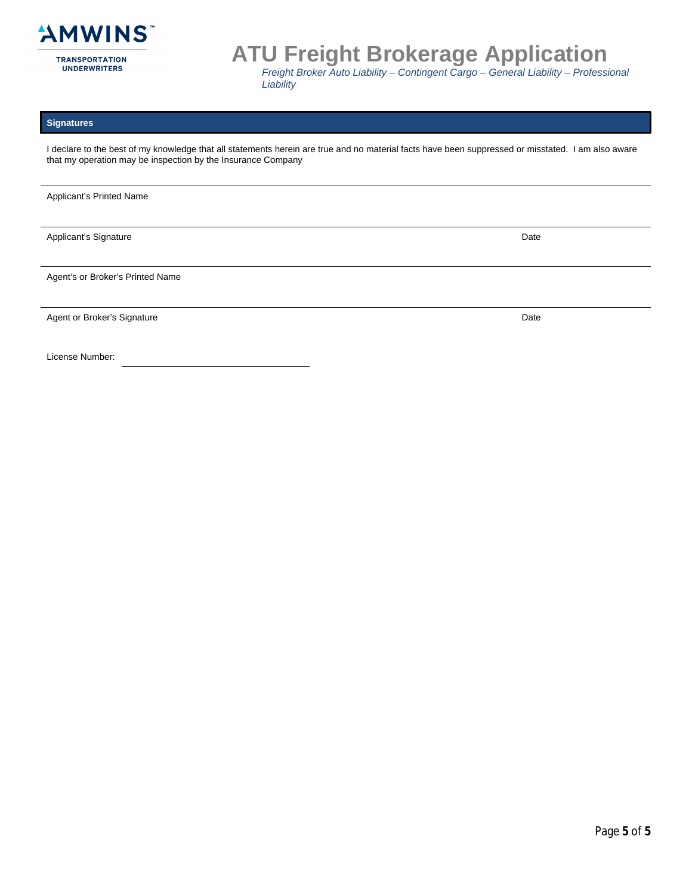AMWINS™ TRANSPORTATION UNDERWRITERS

# ATU Freight Brokerage Application

*Freight Broker Auto Liability – Contingent Cargo – General Liability – Professional Liability*

## Signatures

I declare to the best of my knowledge that all statements herein are true and no material facts have been suppressed or misstated. I am also aware that my operation may be inspection by the Insurance Company

Applicant's Printed Name

Applicant's Signature  Date

Agent's or Broker's Printed Name

Agent or Broker's Signature  Date

License Number: ____________________